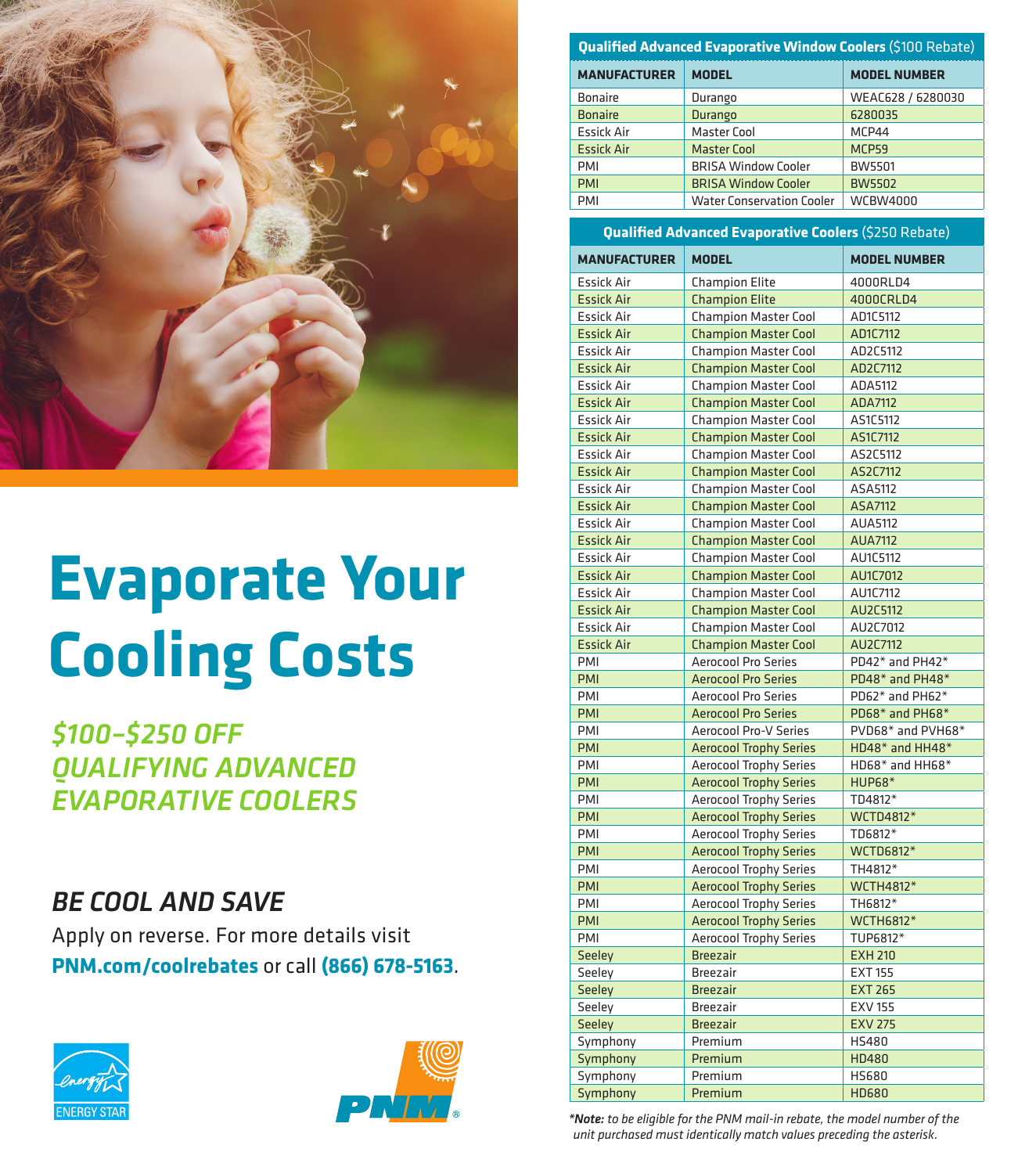# Evaporate Your Cooling Costs

*$100–$250 OFF QUALIFYING ADVANCED EVAPORATIVE COOLERS*

## BE COOL AND SAVE

Apply on reverse. For more details visit **PNM.com/coolrebates** or call **(866) 678-5163**.

ENERGY STAR

PNM

**Qualified Advanced Evaporative Window Coolers** ($100 Rebate)

| MANUFACTURER | MODEL | MODEL NUMBER |
|---|---|---|
| Bonaire | Durango | WEAC628 / 6280030 |
| Bonaire | Durango | 6280035 |
| Essick Air | Master Cool | MCP44 |
| Essick Air | Master Cool | MCP59 |
| PMI | BRISA Window Cooler | BW5501 |
| PMI | BRISA Window Cooler | BW5502 |
| PMI | Water Conservation Cooler | WCBW4000 |

**Qualified Advanced Evaporative Coolers** ($250 Rebate)

| MANUFACTURER | MODEL | MODEL NUMBER |
|---|---|---|
| Essick Air | Champion Elite | 4000RLD4 |
| Essick Air | Champion Elite | 4000CRLD4 |
| Essick Air | Champion Master Cool | AD1C5112 |
| Essick Air | Champion Master Cool | AD1C7112 |
| Essick Air | Champion Master Cool | AD2C5112 |
| Essick Air | Champion Master Cool | AD2C7112 |
| Essick Air | Champion Master Cool | ADA5112 |
| Essick Air | Champion Master Cool | ADA7112 |
| Essick Air | Champion Master Cool | AS1C5112 |
| Essick Air | Champion Master Cool | AS1C7112 |
| Essick Air | Champion Master Cool | AS2C5112 |
| Essick Air | Champion Master Cool | AS2C7112 |
| Essick Air | Champion Master Cool | ASA5112 |
| Essick Air | Champion Master Cool | ASA7112 |
| Essick Air | Champion Master Cool | AUA5112 |
| Essick Air | Champion Master Cool | AUA7112 |
| Essick Air | Champion Master Cool | AU1C5112 |
| Essick Air | Champion Master Cool | AU1C7012 |
| Essick Air | Champion Master Cool | AU1C7112 |
| Essick Air | Champion Master Cool | AU2C5112 |
| Essick Air | Champion Master Cool | AU2C7012 |
| Essick Air | Champion Master Cool | AU2C7112 |
| PMI | Aerocool Pro Series | PD42* and PH42* |
| PMI | Aerocool Pro Series | PD48* and PH48* |
| PMI | Aerocool Pro Series | PD62* and PH62* |
| PMI | Aerocool Pro Series | PD68* and PH68* |
| PMI | Aerocool Pro-V Series | PVD68* and PVH68* |
| PMI | Aerocool Trophy Series | HD48* and HH48* |
| PMI | Aerocool Trophy Series | HD68* and HH68* |
| PMI | Aerocool Trophy Series | HUP68* |
| PMI | Aerocool Trophy Series | TD4812* |
| PMI | Aerocool Trophy Series | WCTD4812* |
| PMI | Aerocool Trophy Series | TD6812* |
| PMI | Aerocool Trophy Series | WCTD6812* |
| PMI | Aerocool Trophy Series | TH4812* |
| PMI | Aerocool Trophy Series | WCTH4812* |
| PMI | Aerocool Trophy Series | TH6812* |
| PMI | Aerocool Trophy Series | WCTH6812* |
| PMI | Aerocool Trophy Series | TUP6812* |
| Seeley | Breezair | EXH 210 |
| Seeley | Breezair | EXT 155 |
| Seeley | Breezair | EXT 265 |
| Seeley | Breezair | EXV 155 |
| Seeley | Breezair | EXV 275 |
| Symphony | Premium | HS480 |
| Symphony | Premium | HD480 |
| Symphony | Premium | HS680 |
| Symphony | Premium | HD680 |

***Note:** to be eligible for the PNM mail-in rebate, the model number of the unit purchased must identically match values preceding the asterisk.*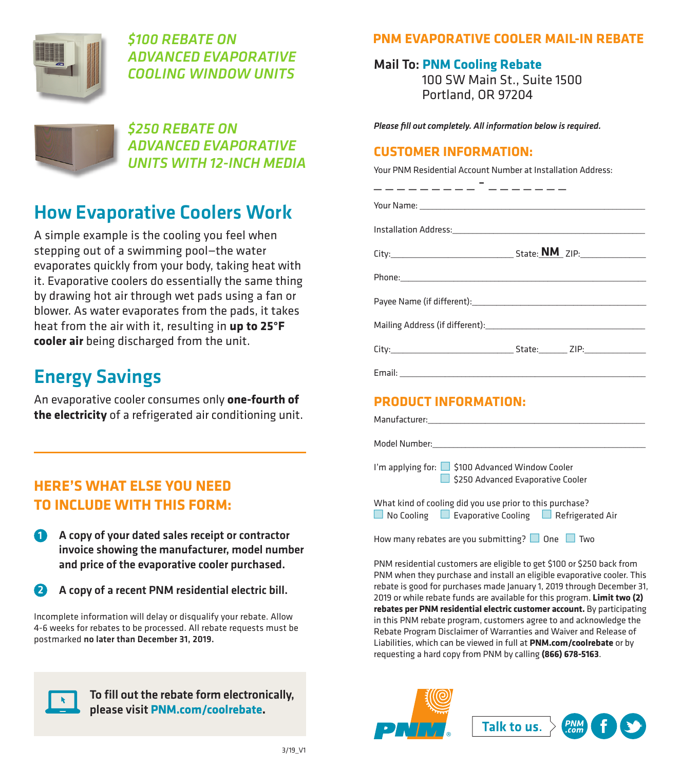## $100 REBATE ON ADVANCED EVAPORATIVE COOLING WINDOW UNITS

## $250 REBATE ON ADVANCED EVAPORATIVE UNITS WITH 12-INCH MEDIA

# How Evaporative Coolers Work

A simple example is the cooling you feel when stepping out of a swimming pool—the water evaporates quickly from your body, taking heat with it. Evaporative coolers do essentially the same thing by drawing hot air through wet pads using a fan or blower. As water evaporates from the pads, it takes heat from the air with it, resulting in **up to 25°F cooler air** being discharged from the unit.

# Energy Savings

An evaporative cooler consumes only **one-fourth of the electricity** of a refrigerated air conditioning unit.

## HERE'S WHAT ELSE YOU NEED TO INCLUDE WITH THIS FORM:

1. **A copy of your dated sales receipt or contractor invoice showing the manufacturer, model number and price of the evaporative cooler purchased.**
2. **A copy of a recent PNM residential electric bill.**

Incomplete information will delay or disqualify your rebate. Allow 4-6 weeks for rebates to be processed. All rebate requests must be postmarked **no later than December 31, 2019.**

**To fill out the rebate form electronically, please visit PNM.com/coolrebate.**

3/19_V1

## PNM EVAPORATIVE COOLER MAIL-IN REBATE

**Mail To: PNM Cooling Rebate**
100 SW Main St., Suite 1500
Portland, OR 97204

***Please fill out completely. All information below is required.***

## CUSTOMER INFORMATION:

Your PNM Residential Account Number at Installation Address:

_ _ _ _ _ _ _ _ _ - _ _ _ _ _ _ _

Your Name: ____________________

Installation Address: ____________________

City: ____________ State: **NM** ZIP: ____________

Phone: ____________________

Payee Name (if different): ____________________

Mailing Address (if different): ____________________

City: ____________ State: ______ ZIP: ____________

Email: ____________________

## PRODUCT INFORMATION:

Manufacturer: ____________________

Model Number: ____________________

I'm applying for: ☐ $100 Advanced Window Cooler
☐ $250 Advanced Evaporative Cooler

What kind of cooling did you use prior to this purchase?
☐ No Cooling ☐ Evaporative Cooling ☐ Refrigerated Air

How many rebates are you submitting? ☐ One ☐ Two

PNM residential customers are eligible to get $100 or $250 back from PNM when they purchase and install an eligible evaporative cooler. This rebate is good for purchases made January 1, 2019 through December 31, 2019 or while rebate funds are available for this program. **Limit two (2) rebates per PNM residential electric customer account.** By participating in this PNM rebate program, customers agree to and acknowledge the Rebate Program Disclaimer of Warranties and Waiver and Release of Liabilities, which can be viewed in full at **PNM.com/coolrebate** or by requesting a hard copy from PNM by calling **(866) 678-5163**.

PNM

Talk to us. PNM.com